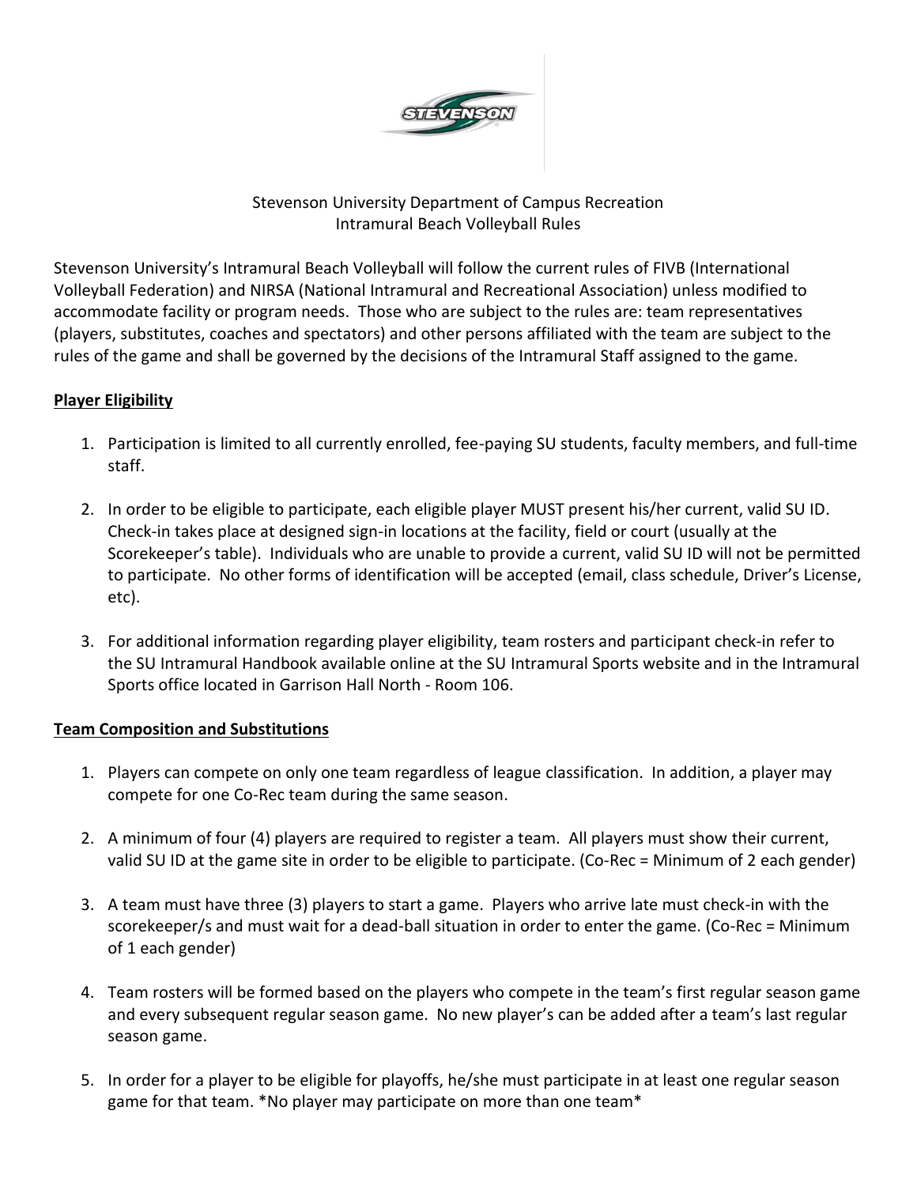Stevenson University Department of Campus Recreation
Intramural Beach Volleyball Rules

Stevenson University's Intramural Beach Volleyball will follow the current rules of FIVB (International Volleyball Federation) and NIRSA (National Intramural and Recreational Association) unless modified to accommodate facility or program needs. Those who are subject to the rules are: team representatives (players, substitutes, coaches and spectators) and other persons affiliated with the team are subject to the rules of the game and shall be governed by the decisions of the Intramural Staff assigned to the game.

## Player Eligibility

1. Participation is limited to all currently enrolled, fee-paying SU students, faculty members, and full-time staff.

2. In order to be eligible to participate, each eligible player MUST present his/her current, valid SU ID. Check-in takes place at designed sign-in locations at the facility, field or court (usually at the Scorekeeper's table). Individuals who are unable to provide a current, valid SU ID will not be permitted to participate. No other forms of identification will be accepted (email, class schedule, Driver's License, etc).

3. For additional information regarding player eligibility, team rosters and participant check-in refer to the SU Intramural Handbook available online at the SU Intramural Sports website and in the Intramural Sports office located in Garrison Hall North - Room 106.

## Team Composition and Substitutions

1. Players can compete on only one team regardless of league classification. In addition, a player may compete for one Co-Rec team during the same season.

2. A minimum of four (4) players are required to register a team. All players must show their current, valid SU ID at the game site in order to be eligible to participate. (Co-Rec = Minimum of 2 each gender)

3. A team must have three (3) players to start a game. Players who arrive late must check-in with the scorekeeper/s and must wait for a dead-ball situation in order to enter the game. (Co-Rec = Minimum of 1 each gender)

4. Team rosters will be formed based on the players who compete in the team's first regular season game and every subsequent regular season game. No new player's can be added after a team's last regular season game.

5. In order for a player to be eligible for playoffs, he/she must participate in at least one regular season game for that team. *No player may participate on more than one team*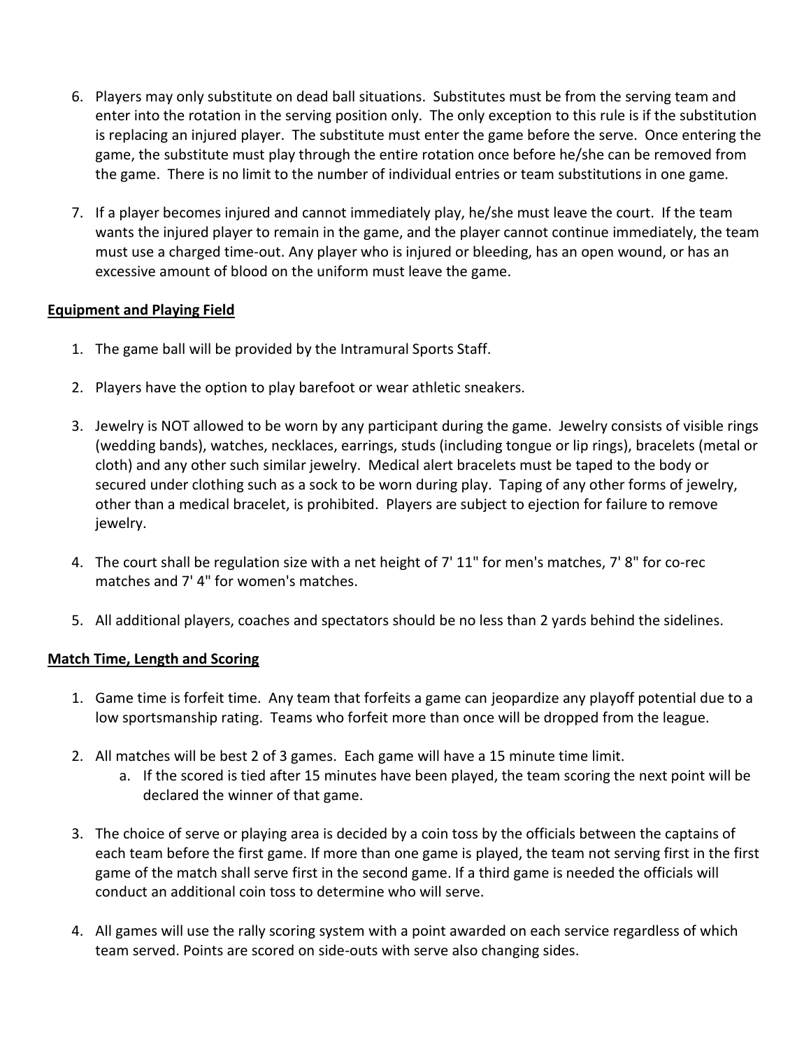6. Players may only substitute on dead ball situations. Substitutes must be from the serving team and enter into the rotation in the serving position only. The only exception to this rule is if the substitution is replacing an injured player. The substitute must enter the game before the serve. Once entering the game, the substitute must play through the entire rotation once before he/she can be removed from the game. There is no limit to the number of individual entries or team substitutions in one game.

7. If a player becomes injured and cannot immediately play, he/she must leave the court. If the team wants the injured player to remain in the game, and the player cannot continue immediately, the team must use a charged time-out. Any player who is injured or bleeding, has an open wound, or has an excessive amount of blood on the uniform must leave the game.

**Equipment and Playing Field**

1. The game ball will be provided by the Intramural Sports Staff.

2. Players have the option to play barefoot or wear athletic sneakers.

3. Jewelry is NOT allowed to be worn by any participant during the game. Jewelry consists of visible rings (wedding bands), watches, necklaces, earrings, studs (including tongue or lip rings), bracelets (metal or cloth) and any other such similar jewelry. Medical alert bracelets must be taped to the body or secured under clothing such as a sock to be worn during play. Taping of any other forms of jewelry, other than a medical bracelet, is prohibited. Players are subject to ejection for failure to remove jewelry.

4. The court shall be regulation size with a net height of 7' 11" for men's matches, 7' 8" for co-rec matches and 7' 4" for women's matches.

5. All additional players, coaches and spectators should be no less than 2 yards behind the sidelines.

**Match Time, Length and Scoring**

1. Game time is forfeit time. Any team that forfeits a game can jeopardize any playoff potential due to a low sportsmanship rating. Teams who forfeit more than once will be dropped from the league.

2. All matches will be best 2 of 3 games. Each game will have a 15 minute time limit.
   a. If the scored is tied after 15 minutes have been played, the team scoring the next point will be declared the winner of that game.

3. The choice of serve or playing area is decided by a coin toss by the officials between the captains of each team before the first game. If more than one game is played, the team not serving first in the first game of the match shall serve first in the second game. If a third game is needed the officials will conduct an additional coin toss to determine who will serve.

4. All games will use the rally scoring system with a point awarded on each service regardless of which team served. Points are scored on side-outs with serve also changing sides.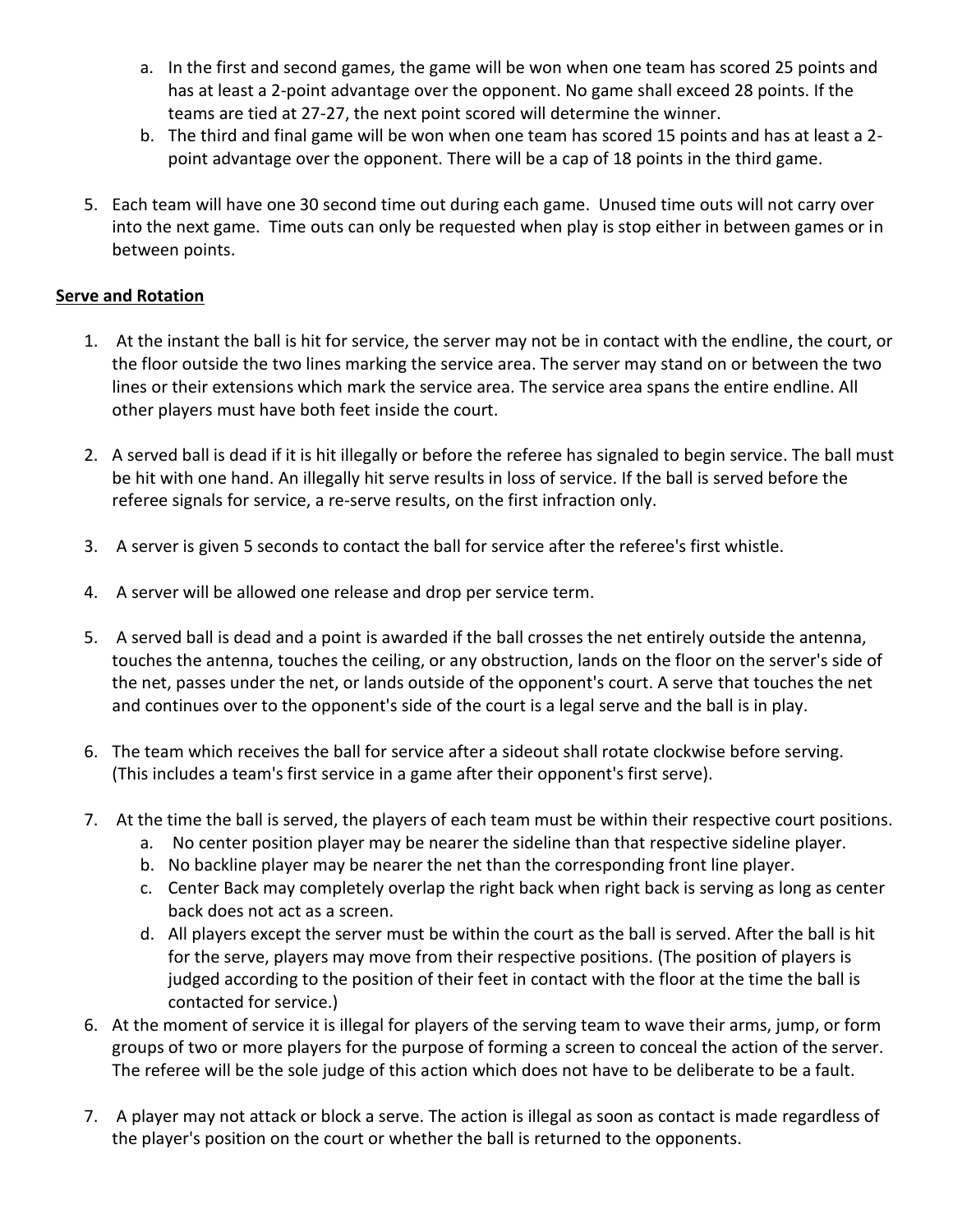a. In the first and second games, the game will be won when one team has scored 25 points and has at least a 2-point advantage over the opponent. No game shall exceed 28 points. If the teams are tied at 27-27, the next point scored will determine the winner.
b. The third and final game will be won when one team has scored 15 points and has at least a 2-point advantage over the opponent. There will be a cap of 18 points in the third game.

5. Each team will have one 30 second time out during each game. Unused time outs will not carry over into the next game. Time outs can only be requested when play is stop either in between games or in between points.

**Serve and Rotation**

1. At the instant the ball is hit for service, the server may not be in contact with the endline, the court, or the floor outside the two lines marking the service area. The server may stand on or between the two lines or their extensions which mark the service area. The service area spans the entire endline. All other players must have both feet inside the court.

2. A served ball is dead if it is hit illegally or before the referee has signaled to begin service. The ball must be hit with one hand. An illegally hit serve results in loss of service. If the ball is served before the referee signals for service, a re-serve results, on the first infraction only.

3. A server is given 5 seconds to contact the ball for service after the referee's first whistle.

4. A server will be allowed one release and drop per service term.

5. A served ball is dead and a point is awarded if the ball crosses the net entirely outside the antenna, touches the antenna, touches the ceiling, or any obstruction, lands on the floor on the server's side of the net, passes under the net, or lands outside of the opponent's court. A serve that touches the net and continues over to the opponent's side of the court is a legal serve and the ball is in play.

6. The team which receives the ball for service after a sideout shall rotate clockwise before serving. (This includes a team's first service in a game after their opponent's first serve).

7. At the time the ball is served, the players of each team must be within their respective court positions.
   a. No center position player may be nearer the sideline than that respective sideline player.
   b. No backline player may be nearer the net than the corresponding front line player.
   c. Center Back may completely overlap the right back when right back is serving as long as center back does not act as a screen.
   d. All players except the server must be within the court as the ball is served. After the ball is hit for the serve, players may move from their respective positions. (The position of players is judged according to the position of their feet in contact with the floor at the time the ball is contacted for service.)

6. At the moment of service it is illegal for players of the serving team to wave their arms, jump, or form groups of two or more players for the purpose of forming a screen to conceal the action of the server. The referee will be the sole judge of this action which does not have to be deliberate to be a fault.

7. A player may not attack or block a serve. The action is illegal as soon as contact is made regardless of the player's position on the court or whether the ball is returned to the opponents.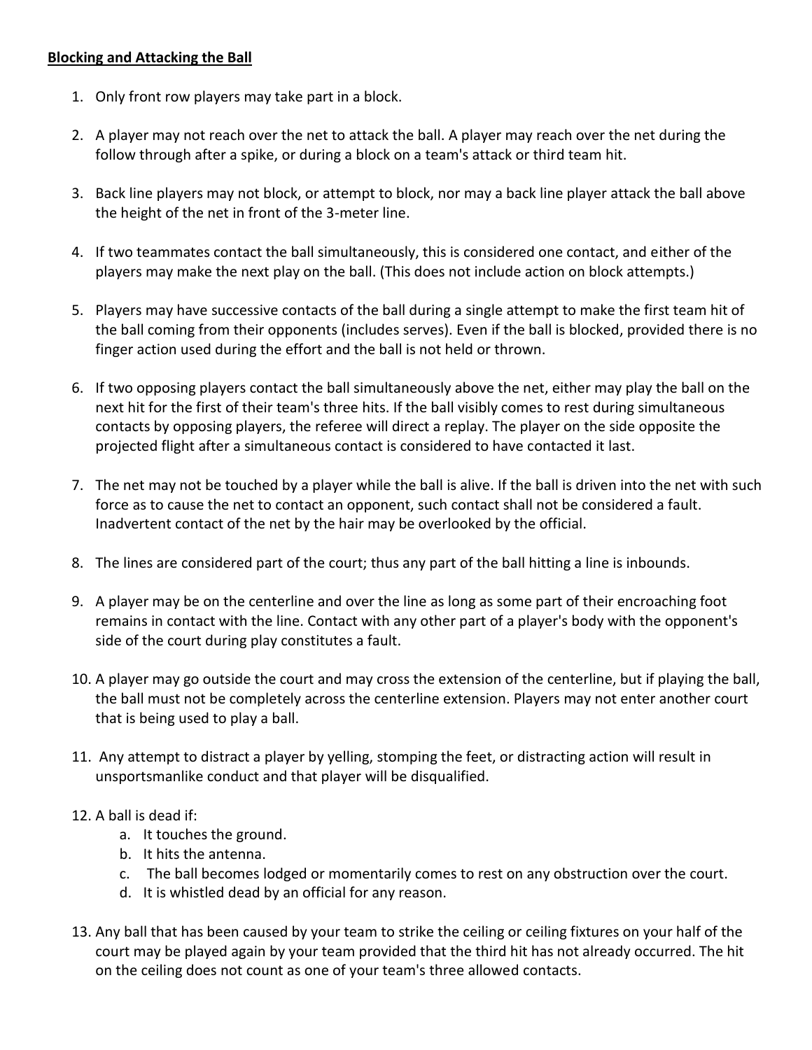**Blocking and Attacking the Ball**

1. Only front row players may take part in a block.

2. A player may not reach over the net to attack the ball. A player may reach over the net during the follow through after a spike, or during a block on a team's attack or third team hit.

3. Back line players may not block, or attempt to block, nor may a back line player attack the ball above the height of the net in front of the 3-meter line.

4. If two teammates contact the ball simultaneously, this is considered one contact, and either of the players may make the next play on the ball. (This does not include action on block attempts.)

5. Players may have successive contacts of the ball during a single attempt to make the first team hit of the ball coming from their opponents (includes serves). Even if the ball is blocked, provided there is no finger action used during the effort and the ball is not held or thrown.

6. If two opposing players contact the ball simultaneously above the net, either may play the ball on the next hit for the first of their team's three hits. If the ball visibly comes to rest during simultaneous contacts by opposing players, the referee will direct a replay. The player on the side opposite the projected flight after a simultaneous contact is considered to have contacted it last.

7. The net may not be touched by a player while the ball is alive. If the ball is driven into the net with such force as to cause the net to contact an opponent, such contact shall not be considered a fault. Inadvertent contact of the net by the hair may be overlooked by the official.

8. The lines are considered part of the court; thus any part of the ball hitting a line is inbounds.

9. A player may be on the centerline and over the line as long as some part of their encroaching foot remains in contact with the line. Contact with any other part of a player's body with the opponent's side of the court during play constitutes a fault.

10. A player may go outside the court and may cross the extension of the centerline, but if playing the ball, the ball must not be completely across the centerline extension. Players may not enter another court that is being used to play a ball.

11. Any attempt to distract a player by yelling, stomping the feet, or distracting action will result in unsportsmanlike conduct and that player will be disqualified.

12. A ball is dead if:
    a. It touches the ground.
    b. It hits the antenna.
    c. The ball becomes lodged or momentarily comes to rest on any obstruction over the court.
    d. It is whistled dead by an official for any reason.

13. Any ball that has been caused by your team to strike the ceiling or ceiling fixtures on your half of the court may be played again by your team provided that the third hit has not already occurred. The hit on the ceiling does not count as one of your team's three allowed contacts.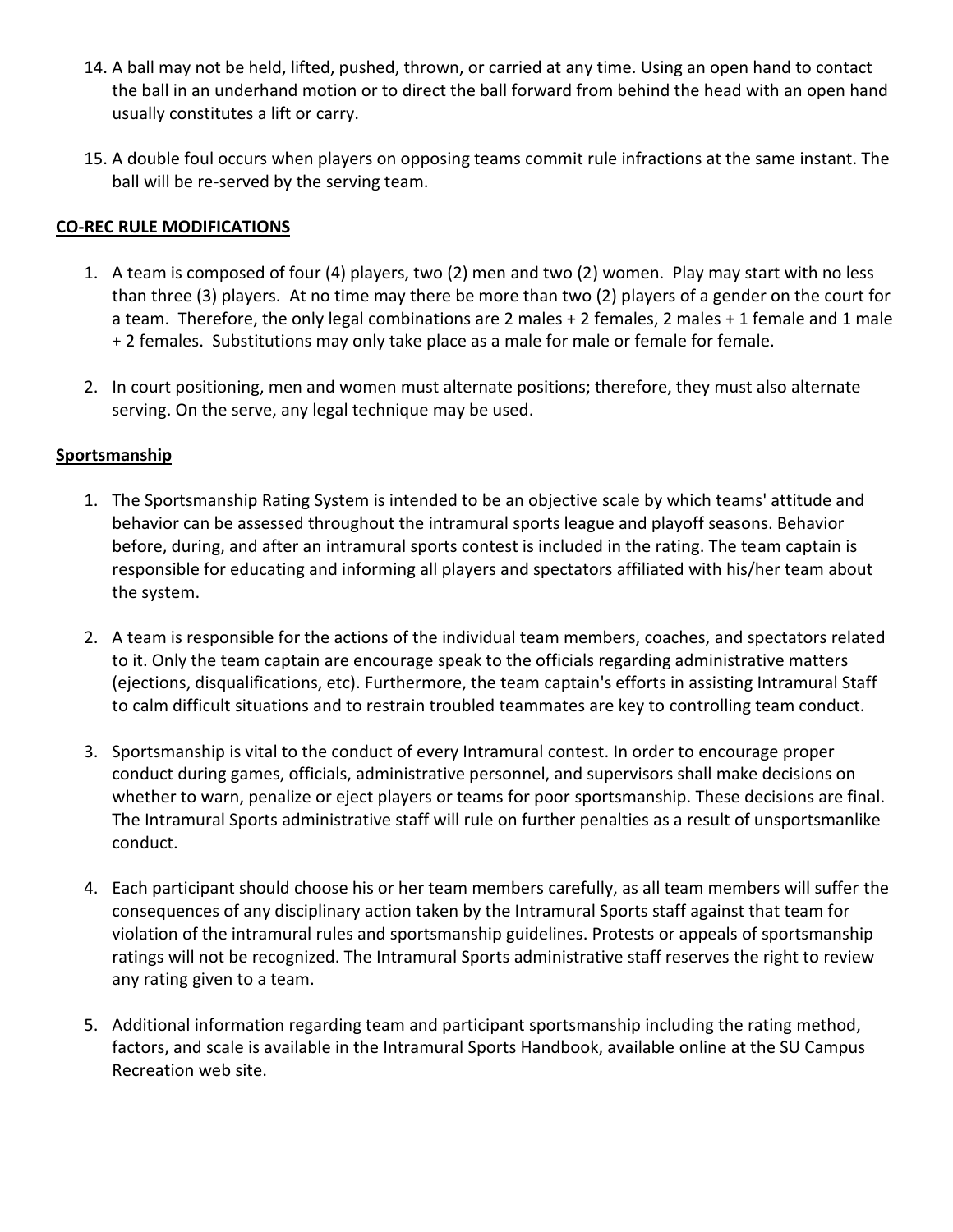14. A ball may not be held, lifted, pushed, thrown, or carried at any time. Using an open hand to contact the ball in an underhand motion or to direct the ball forward from behind the head with an open hand usually constitutes a lift or carry.

15. A double foul occurs when players on opposing teams commit rule infractions at the same instant. The ball will be re-served by the serving team.

## CO-REC RULE MODIFICATIONS

1. A team is composed of four (4) players, two (2) men and two (2) women. Play may start with no less than three (3) players. At no time may there be more than two (2) players of a gender on the court for a team. Therefore, the only legal combinations are 2 males + 2 females, 2 males + 1 female and 1 male + 2 females. Substitutions may only take place as a male for male or female for female.

2. In court positioning, men and women must alternate positions; therefore, they must also alternate serving. On the serve, any legal technique may be used.

## Sportsmanship

1. The Sportsmanship Rating System is intended to be an objective scale by which teams' attitude and behavior can be assessed throughout the intramural sports league and playoff seasons. Behavior before, during, and after an intramural sports contest is included in the rating. The team captain is responsible for educating and informing all players and spectators affiliated with his/her team about the system.

2. A team is responsible for the actions of the individual team members, coaches, and spectators related to it. Only the team captain are encourage speak to the officials regarding administrative matters (ejections, disqualifications, etc). Furthermore, the team captain's efforts in assisting Intramural Staff to calm difficult situations and to restrain troubled teammates are key to controlling team conduct.

3. Sportsmanship is vital to the conduct of every Intramural contest. In order to encourage proper conduct during games, officials, administrative personnel, and supervisors shall make decisions on whether to warn, penalize or eject players or teams for poor sportsmanship. These decisions are final. The Intramural Sports administrative staff will rule on further penalties as a result of unsportsmanlike conduct.

4. Each participant should choose his or her team members carefully, as all team members will suffer the consequences of any disciplinary action taken by the Intramural Sports staff against that team for violation of the intramural rules and sportsmanship guidelines. Protests or appeals of sportsmanship ratings will not be recognized. The Intramural Sports administrative staff reserves the right to review any rating given to a team.

5. Additional information regarding team and participant sportsmanship including the rating method, factors, and scale is available in the Intramural Sports Handbook, available online at the SU Campus Recreation web site.